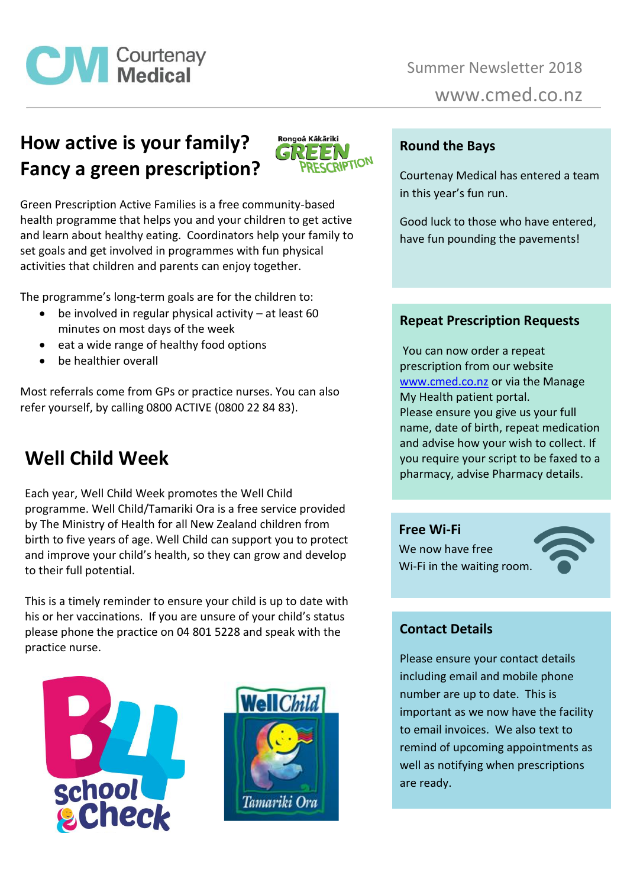# Courtenay Medical

Summer Newsletter 2018

www.cmed.co.nz

## How active is your family? Fancy a green prescription?

Rongoā Kākāriki GREEN PRESCRIPTION

Green Prescription Active Families is a free community-based health programme that helps you and your children to get active and learn about healthy eating. Coordinators help your family to set goals and get involved in programmes with fun physical activities that children and parents can enjoy together.

The programme's long-term goals are for the children to:

- be involved in regular physical activity – at least 60 minutes on most days of the week
- eat a wide range of healthy food options
- be healthier overall

Most referrals come from GPs or practice nurses. You can also refer yourself, by calling 0800 ACTIVE (0800 22 84 83).

## Well Child Week

Each year, Well Child Week promotes the Well Child programme. Well Child/Tamariki Ora is a free service provided by The Ministry of Health for all New Zealand children from birth to five years of age. Well Child can support you to protect and improve your child's health, so they can grow and develop to their full potential.

This is a timely reminder to ensure your child is up to date with his or her vaccinations. If you are unsure of your child's status please phone the practice on 04 801 5228 and speak with the practice nurse.

B4 School Check

WellChild Tamariki Ora

### Round the Bays

Courtenay Medical has entered a team in this year's fun run.

Good luck to those who have entered, have fun pounding the pavements!

### Repeat Prescription Requests

You can now order a repeat prescription from our website www.cmed.co.nz or via the Manage My Health patient portal.
Please ensure you give us your full name, date of birth, repeat medication and advise how your wish to collect. If you require your script to be faxed to a pharmacy, advise Pharmacy details.

### Free Wi-Fi

We now have free Wi-Fi in the waiting room.

### Contact Details

Please ensure your contact details including email and mobile phone number are up to date. This is important as we now have the facility to email invoices. We also text to remind of upcoming appointments as well as notifying when prescriptions are ready.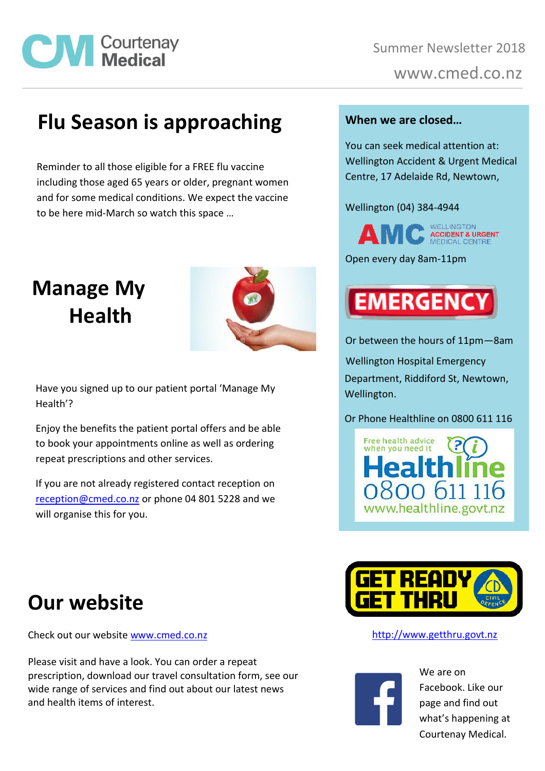Courtenay Medical

Summer Newsletter 2018

www.cmed.co.nz

# Flu Season is approaching

Reminder to all those eligible for a FREE flu vaccine including those aged 65 years or older, pregnant women and for some medical conditions. We expect the vaccine to be here mid-March so watch this space …

# Manage My Health

Have you signed up to our patient portal 'Manage My Health'?

Enjoy the benefits the patient portal offers and be able to book your appointments online as well as ordering repeat prescriptions and other services.

If you are not already registered contact reception on reception@cmed.co.nz or phone 04 801 5228 and we will organise this for you.

# Our website

Check out our website www.cmed.co.nz

Please visit and have a look. You can order a repeat prescription, download our travel consultation form, see our wide range of services and find out about our latest news and health items of interest.

**When we are closed…**

You can seek medical attention at: Wellington Accident & Urgent Medical Centre, 17 Adelaide Rd, Newtown,

Wellington (04) 384-4944

AMC WELLINGTON ACCIDENT & URGENT MEDICAL CENTRE

Open every day 8am-11pm

EMERGENCY

Or between the hours of 11pm—8am

Wellington Hospital Emergency Department, Riddiford St, Newtown, Wellington.

Or Phone Healthline on 0800 611 116

Free health advice when you need it
Healthline
0800 611 116
www.healthline.govt.nz

GET READY GET THRU

http://www.getthru.govt.nz

We are on Facebook. Like our page and find out what's happening at Courtenay Medical.